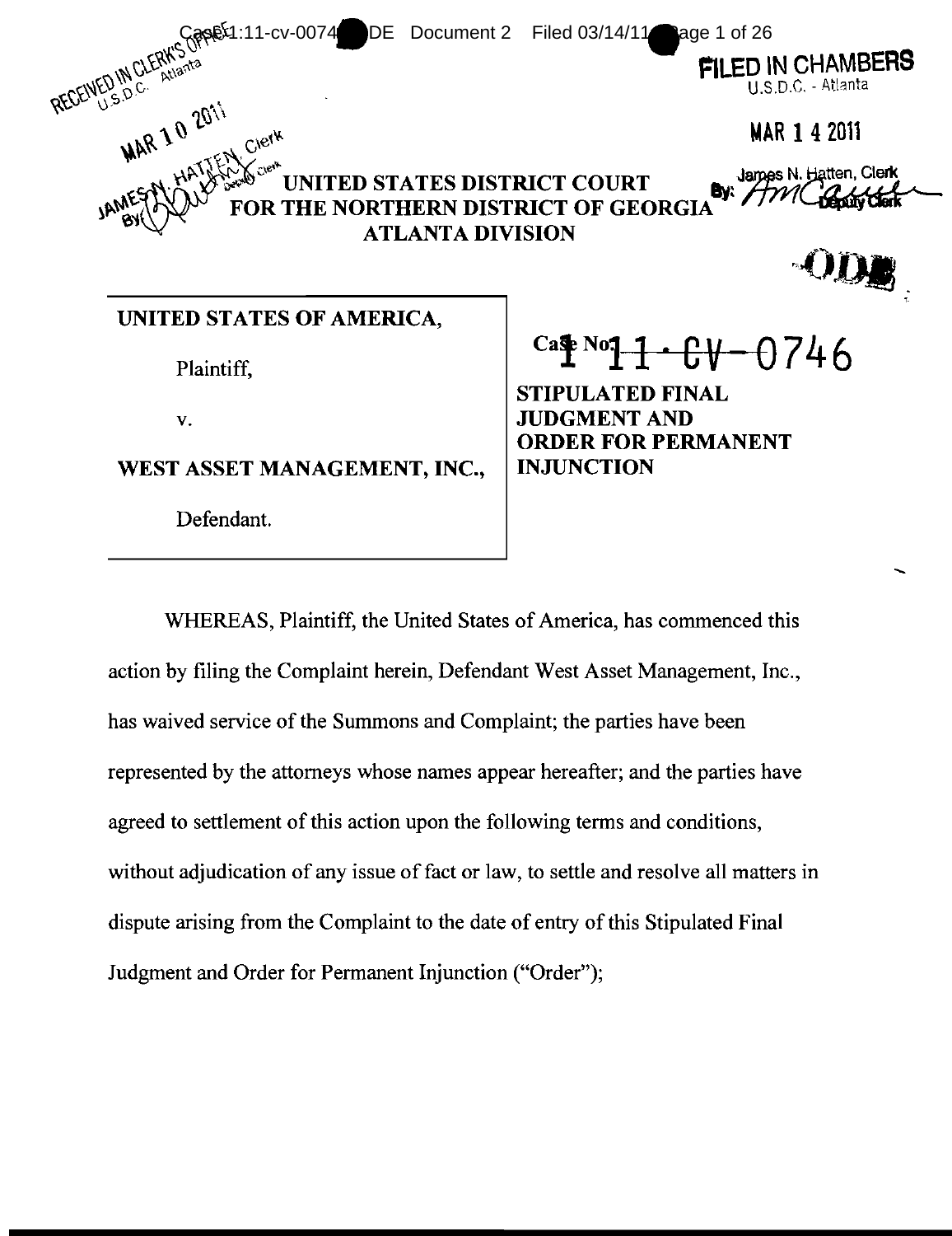RECEIVED IN CLERK'S OFFICE
U.S.D.C. Atlanta

MAR 10 2011

JAMES N. HATTEN, Clerk
By: Deputy Clerk

FILED IN CHAMBERS
U.S.D.C. - Atlanta

MAR 14 2011

James N. Hatten, Clerk
By: Deputy Clerk

**UNITED STATES DISTRICT COURT**
**FOR THE NORTHERN DISTRICT OF GEORGIA**
**ATLANTA DIVISION**

ODE

| | |
|---|---|
| **UNITED STATES OF AMERICA,**<br><br>Plaintiff,<br><br>v.<br><br>**WEST ASSET MANAGEMENT, INC.,**<br><br>Defendant. | Case No. 1 11-CV-0746<br><br>**STIPULATED FINAL JUDGMENT AND ORDER FOR PERMANENT INJUNCTION** |

WHEREAS, Plaintiff, the United States of America, has commenced this action by filing the Complaint herein, Defendant West Asset Management, Inc., has waived service of the Summons and Complaint; the parties have been represented by the attorneys whose names appear hereafter; and the parties have agreed to settlement of this action upon the following terms and conditions, without adjudication of any issue of fact or law, to settle and resolve all matters in dispute arising from the Complaint to the date of entry of this Stipulated Final Judgment and Order for Permanent Injunction ("Order");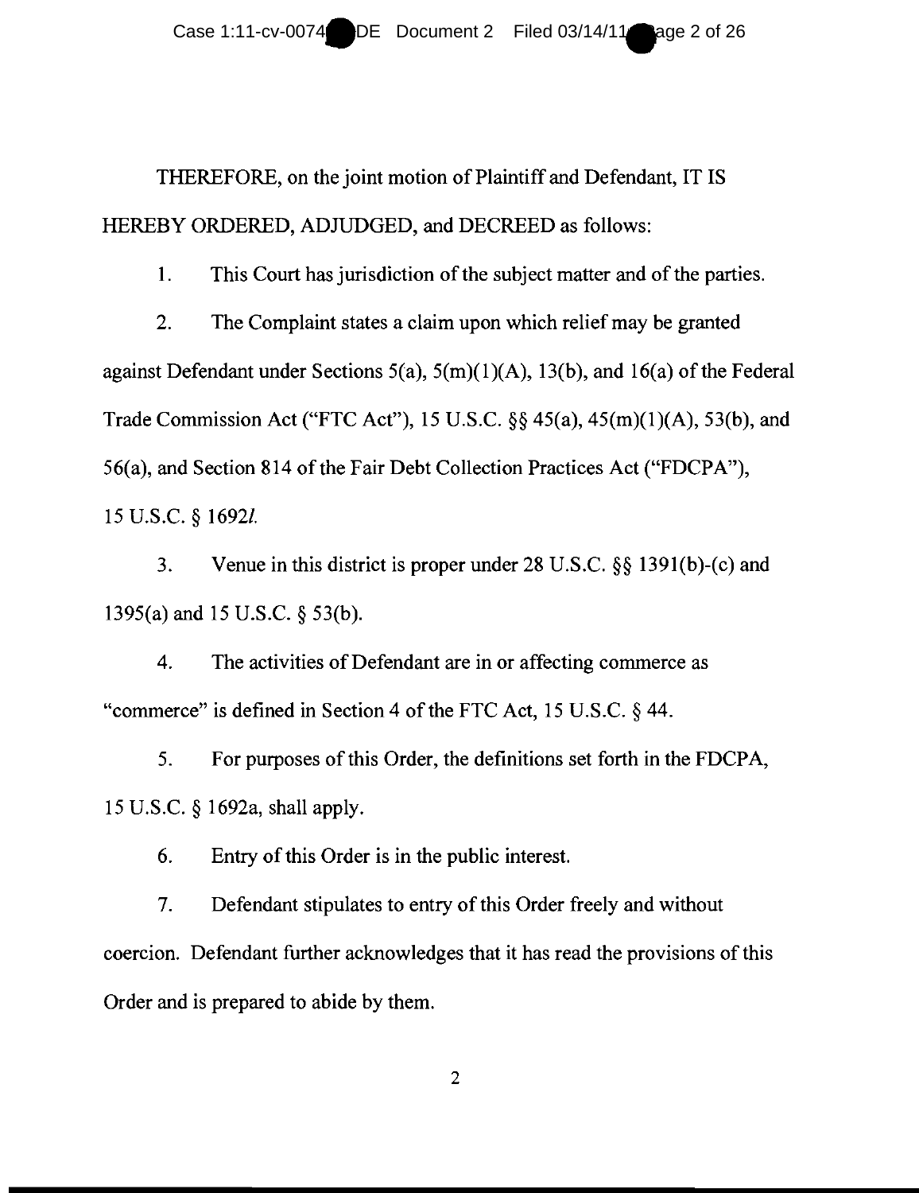THEREFORE, on the joint motion of Plaintiff and Defendant, IT IS HEREBY ORDERED, ADJUDGED, and DECREED as follows:

1. This Court has jurisdiction of the subject matter and of the parties.

2. The Complaint states a claim upon which relief may be granted against Defendant under Sections 5(a), 5(m)(1)(A), 13(b), and 16(a) of the Federal Trade Commission Act ("FTC Act"), 15 U.S.C. §§ 45(a), 45(m)(1)(A), 53(b), and 56(a), and Section 814 of the Fair Debt Collection Practices Act ("FDCPA"), 15 U.S.C. § 1692*l*.

3. Venue in this district is proper under 28 U.S.C. §§ 1391(b)-(c) and 1395(a) and 15 U.S.C. § 53(b).

4. The activities of Defendant are in or affecting commerce as "commerce" is defined in Section 4 of the FTC Act, 15 U.S.C. § 44.

5. For purposes of this Order, the definitions set forth in the FDCPA, 15 U.S.C. § 1692a, shall apply.

6. Entry of this Order is in the public interest.

7. Defendant stipulates to entry of this Order freely and without coercion. Defendant further acknowledges that it has read the provisions of this Order and is prepared to abide by them.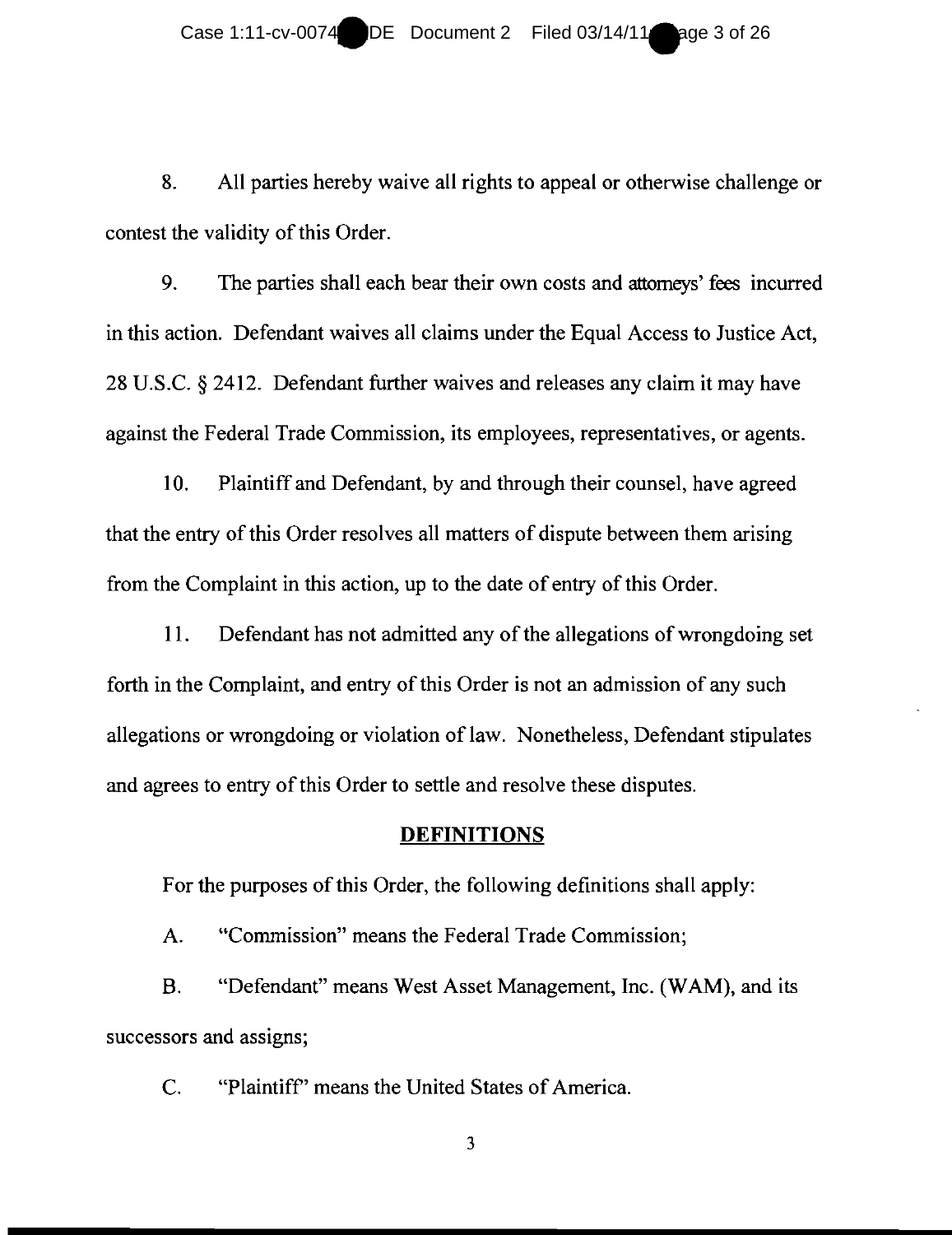8. All parties hereby waive all rights to appeal or otherwise challenge or contest the validity of this Order.

9. The parties shall each bear their own costs and attorneys' fees incurred in this action. Defendant waives all claims under the Equal Access to Justice Act, 28 U.S.C. § 2412. Defendant further waives and releases any claim it may have against the Federal Trade Commission, its employees, representatives, or agents.

10. Plaintiff and Defendant, by and through their counsel, have agreed that the entry of this Order resolves all matters of dispute between them arising from the Complaint in this action, up to the date of entry of this Order.

11. Defendant has not admitted any of the allegations of wrongdoing set forth in the Complaint, and entry of this Order is not an admission of any such allegations or wrongdoing or violation of law. Nonetheless, Defendant stipulates and agrees to entry of this Order to settle and resolve these disputes.

## DEFINITIONS

For the purposes of this Order, the following definitions shall apply:

A. "Commission" means the Federal Trade Commission;

B. "Defendant" means West Asset Management, Inc. (WAM), and its successors and assigns;

C. "Plaintiff" means the United States of America.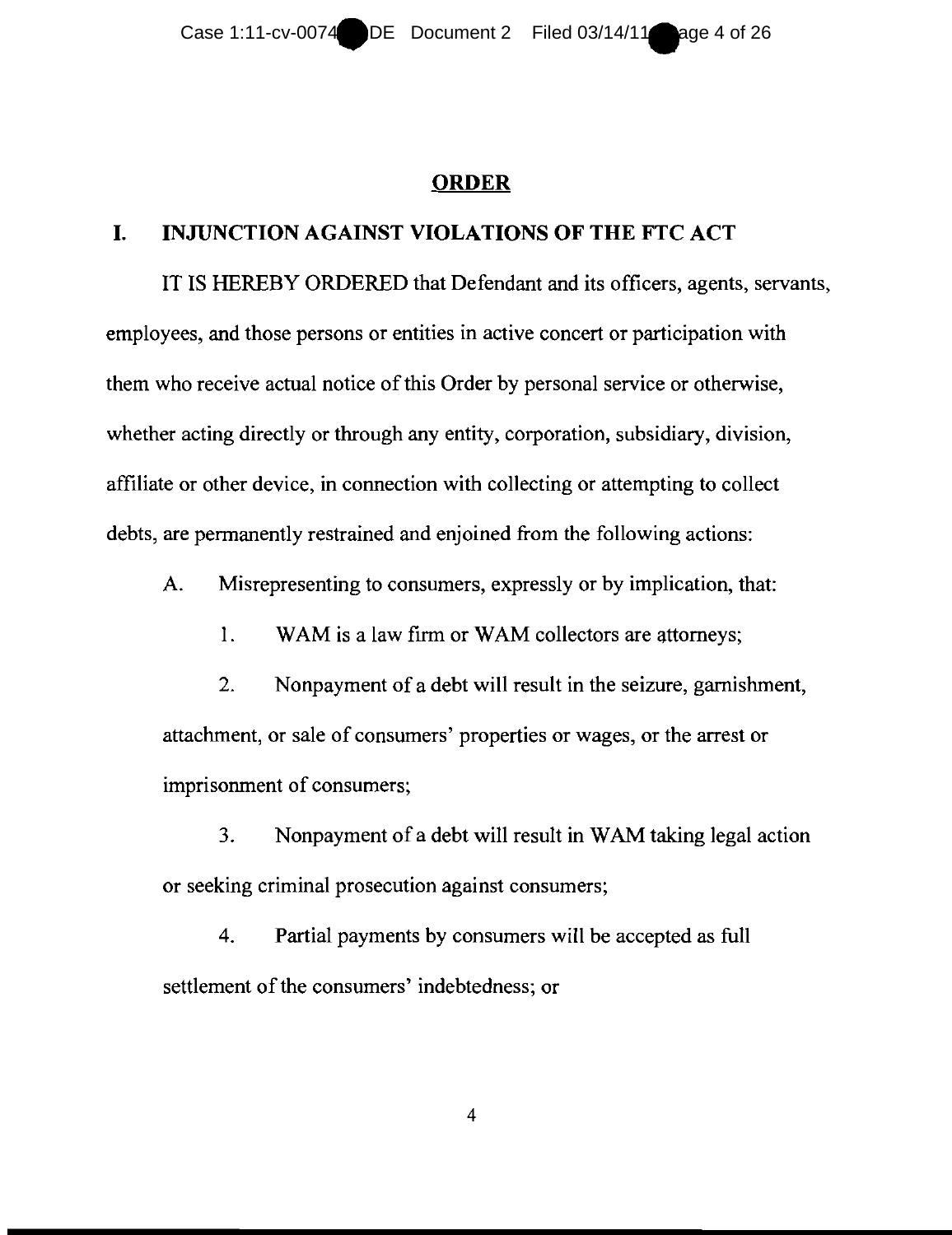# ORDER

## I. INJUNCTION AGAINST VIOLATIONS OF THE FTC ACT

IT IS HEREBY ORDERED that Defendant and its officers, agents, servants, employees, and those persons or entities in active concert or participation with them who receive actual notice of this Order by personal service or otherwise, whether acting directly or through any entity, corporation, subsidiary, division, affiliate or other device, in connection with collecting or attempting to collect debts, are permanently restrained and enjoined from the following actions:

A. Misrepresenting to consumers, expressly or by implication, that:

1. WAM is a law firm or WAM collectors are attorneys;

2. Nonpayment of a debt will result in the seizure, garnishment, attachment, or sale of consumers' properties or wages, or the arrest or imprisonment of consumers;

3. Nonpayment of a debt will result in WAM taking legal action or seeking criminal prosecution against consumers;

4. Partial payments by consumers will be accepted as full settlement of the consumers' indebtedness; or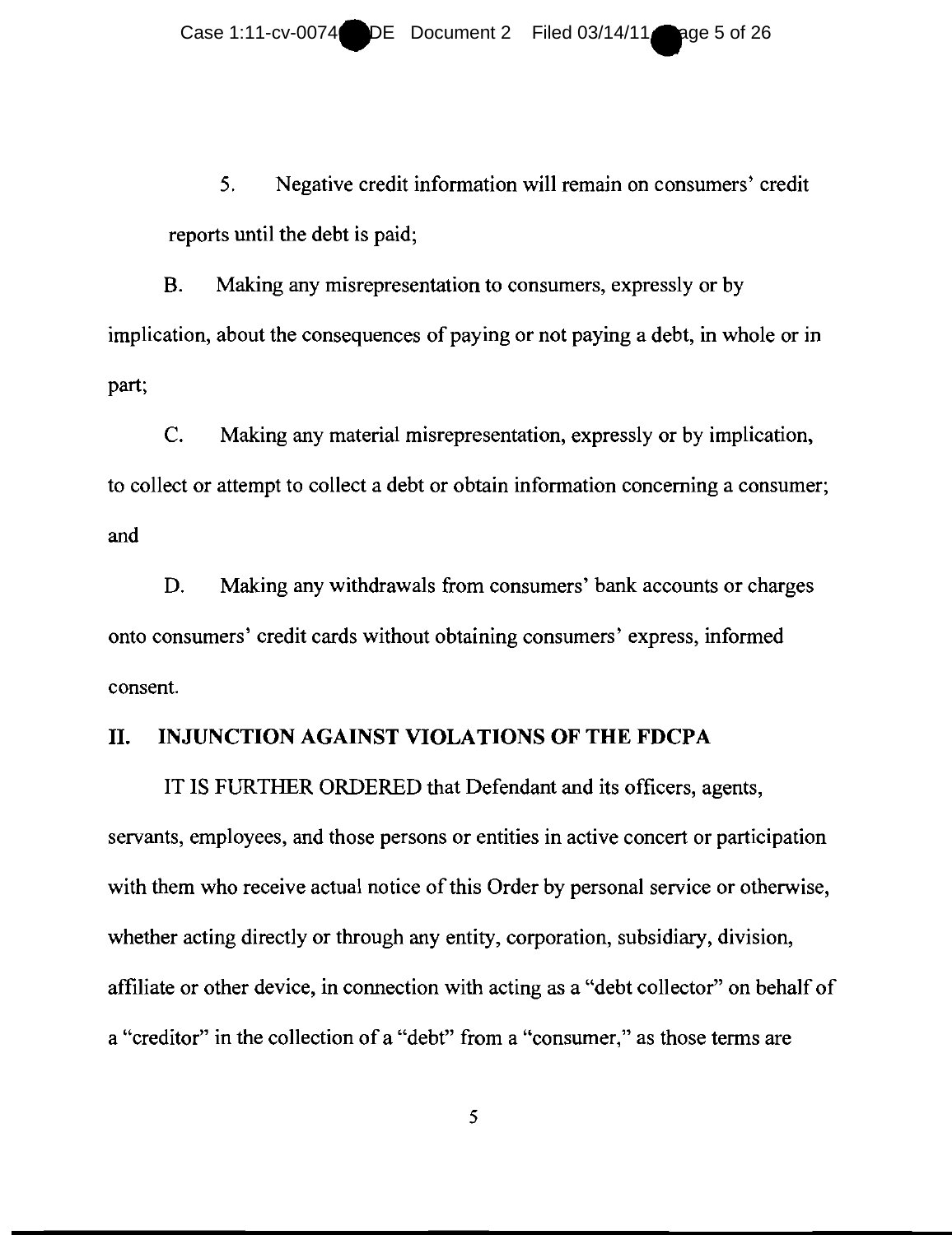5. Negative credit information will remain on consumers' credit reports until the debt is paid;

B. Making any misrepresentation to consumers, expressly or by implication, about the consequences of paying or not paying a debt, in whole or in part;

C. Making any material misrepresentation, expressly or by implication, to collect or attempt to collect a debt or obtain information concerning a consumer; and

D. Making any withdrawals from consumers' bank accounts or charges onto consumers' credit cards without obtaining consumers' express, informed consent.

## II. INJUNCTION AGAINST VIOLATIONS OF THE FDCPA

IT IS FURTHER ORDERED that Defendant and its officers, agents, servants, employees, and those persons or entities in active concert or participation with them who receive actual notice of this Order by personal service or otherwise, whether acting directly or through any entity, corporation, subsidiary, division, affiliate or other device, in connection with acting as a "debt collector" on behalf of a "creditor" in the collection of a "debt" from a "consumer," as those terms are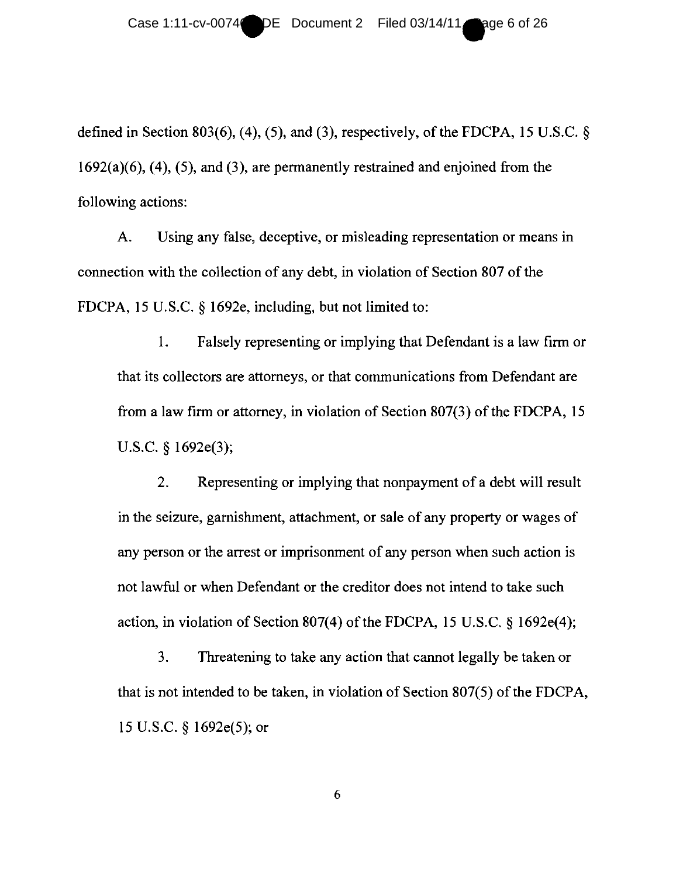defined in Section 803(6), (4), (5), and (3), respectively, of the FDCPA, 15 U.S.C. § 1692(a)(6), (4), (5), and (3), are permanently restrained and enjoined from the following actions:

A. Using any false, deceptive, or misleading representation or means in connection with the collection of any debt, in violation of Section 807 of the FDCPA, 15 U.S.C. § 1692e, including, but not limited to:

1. Falsely representing or implying that Defendant is a law firm or that its collectors are attorneys, or that communications from Defendant are from a law firm or attorney, in violation of Section 807(3) of the FDCPA, 15 U.S.C. § 1692e(3);

2. Representing or implying that nonpayment of a debt will result in the seizure, garnishment, attachment, or sale of any property or wages of any person or the arrest or imprisonment of any person when such action is not lawful or when Defendant or the creditor does not intend to take such action, in violation of Section 807(4) of the FDCPA, 15 U.S.C. § 1692e(4);

3. Threatening to take any action that cannot legally be taken or that is not intended to be taken, in violation of Section 807(5) of the FDCPA, 15 U.S.C. § 1692e(5); or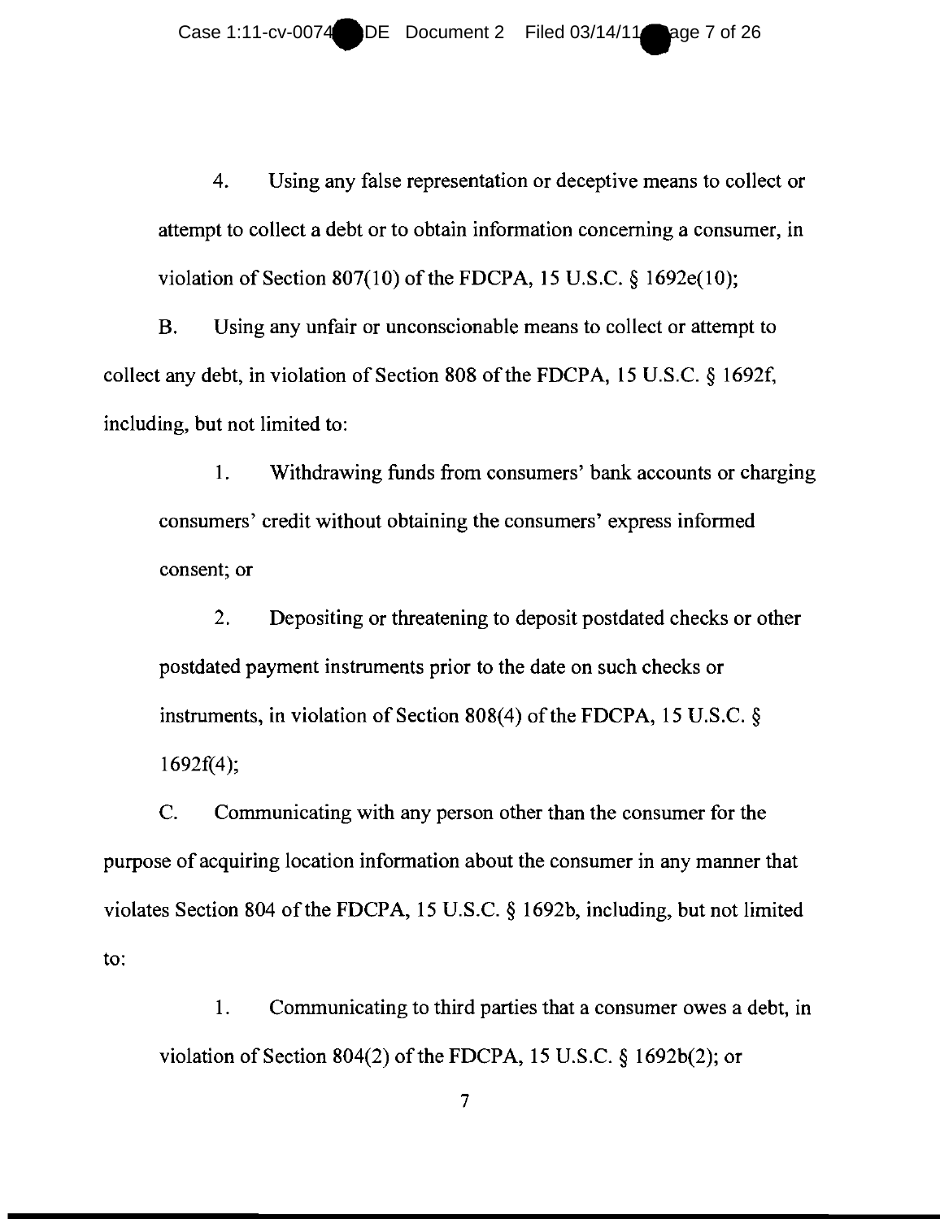4. Using any false representation or deceptive means to collect or attempt to collect a debt or to obtain information concerning a consumer, in violation of Section 807(10) of the FDCPA, 15 U.S.C. § 1692e(10);

B. Using any unfair or unconscionable means to collect or attempt to collect any debt, in violation of Section 808 of the FDCPA, 15 U.S.C. § 1692f, including, but not limited to:

1. Withdrawing funds from consumers' bank accounts or charging consumers' credit without obtaining the consumers' express informed consent; or

2. Depositing or threatening to deposit postdated checks or other postdated payment instruments prior to the date on such checks or instruments, in violation of Section 808(4) of the FDCPA, 15 U.S.C. § 1692f(4);

C. Communicating with any person other than the consumer for the purpose of acquiring location information about the consumer in any manner that violates Section 804 of the FDCPA, 15 U.S.C. § 1692b, including, but not limited to:

1. Communicating to third parties that a consumer owes a debt, in violation of Section 804(2) of the FDCPA, 15 U.S.C. § 1692b(2); or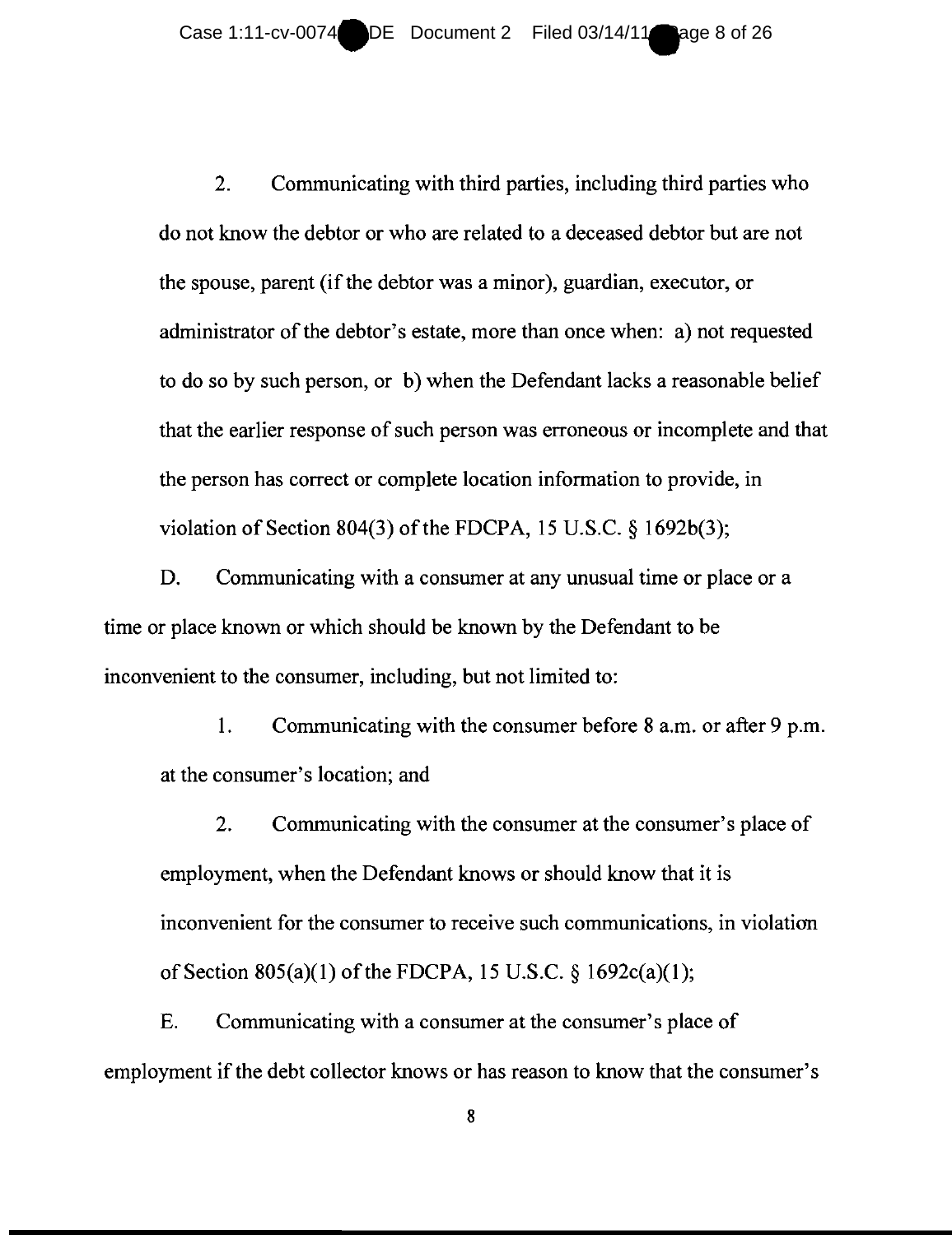2. Communicating with third parties, including third parties who do not know the debtor or who are related to a deceased debtor but are not the spouse, parent (if the debtor was a minor), guardian, executor, or administrator of the debtor's estate, more than once when: a) not requested to do so by such person, or b) when the Defendant lacks a reasonable belief that the earlier response of such person was erroneous or incomplete and that the person has correct or complete location information to provide, in violation of Section 804(3) of the FDCPA, 15 U.S.C. § 1692b(3);

D. Communicating with a consumer at any unusual time or place or a time or place known or which should be known by the Defendant to be inconvenient to the consumer, including, but not limited to:

1. Communicating with the consumer before 8 a.m. or after 9 p.m. at the consumer's location; and

2. Communicating with the consumer at the consumer's place of employment, when the Defendant knows or should know that it is inconvenient for the consumer to receive such communications, in violation of Section 805(a)(1) of the FDCPA, 15 U.S.C. § 1692c(a)(1);

E. Communicating with a consumer at the consumer's place of employment if the debt collector knows or has reason to know that the consumer's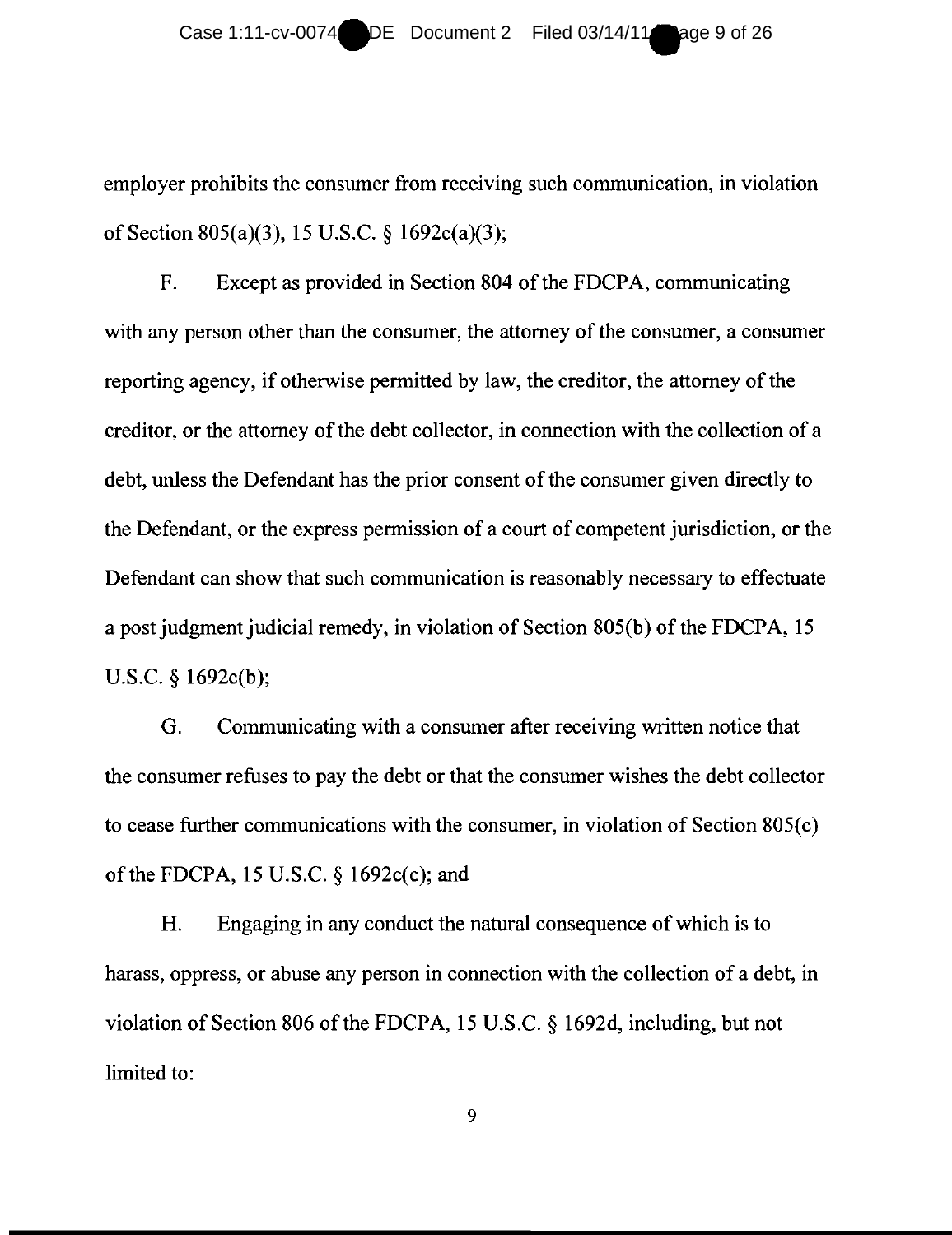employer prohibits the consumer from receiving such communication, in violation of Section 805(a)(3), 15 U.S.C. § 1692c(a)(3);

F. Except as provided in Section 804 of the FDCPA, communicating with any person other than the consumer, the attorney of the consumer, a consumer reporting agency, if otherwise permitted by law, the creditor, the attorney of the creditor, or the attorney of the debt collector, in connection with the collection of a debt, unless the Defendant has the prior consent of the consumer given directly to the Defendant, or the express permission of a court of competent jurisdiction, or the Defendant can show that such communication is reasonably necessary to effectuate a post judgment judicial remedy, in violation of Section 805(b) of the FDCPA, 15 U.S.C. § 1692c(b);

G. Communicating with a consumer after receiving written notice that the consumer refuses to pay the debt or that the consumer wishes the debt collector to cease further communications with the consumer, in violation of Section 805(c) of the FDCPA, 15 U.S.C. § 1692c(c); and

H. Engaging in any conduct the natural consequence of which is to harass, oppress, or abuse any person in connection with the collection of a debt, in violation of Section 806 of the FDCPA, 15 U.S.C. § 1692d, including, but not limited to: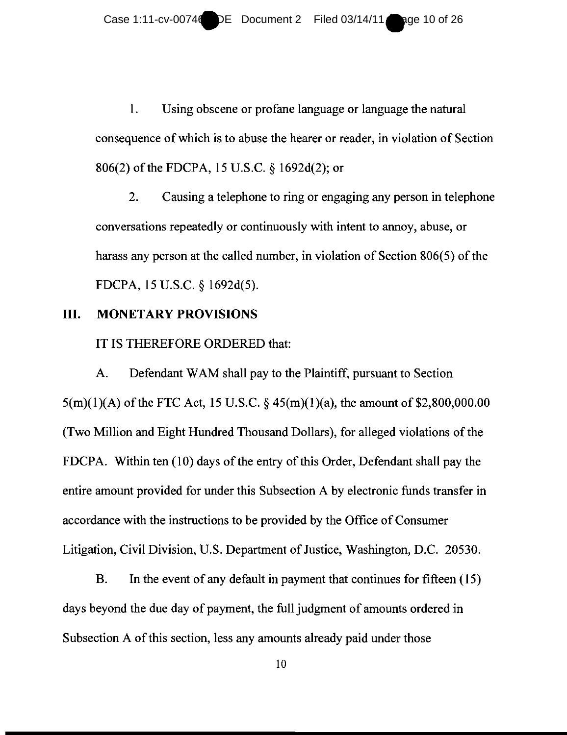1. Using obscene or profane language or language the natural consequence of which is to abuse the hearer or reader, in violation of Section 806(2) of the FDCPA, 15 U.S.C. § 1692d(2); or

2. Causing a telephone to ring or engaging any person in telephone conversations repeatedly or continuously with intent to annoy, abuse, or harass any person at the called number, in violation of Section 806(5) of the FDCPA, 15 U.S.C. § 1692d(5).

## III. MONETARY PROVISIONS

IT IS THEREFORE ORDERED that:

A. Defendant WAM shall pay to the Plaintiff, pursuant to Section 5(m)(1)(A) of the FTC Act, 15 U.S.C. § 45(m)(1)(a), the amount of $2,800,000.00 (Two Million and Eight Hundred Thousand Dollars), for alleged violations of the FDCPA. Within ten (10) days of the entry of this Order, Defendant shall pay the entire amount provided for under this Subsection A by electronic funds transfer in accordance with the instructions to be provided by the Office of Consumer Litigation, Civil Division, U.S. Department of Justice, Washington, D.C. 20530.

B. In the event of any default in payment that continues for fifteen (15) days beyond the due day of payment, the full judgment of amounts ordered in Subsection A of this section, less any amounts already paid under those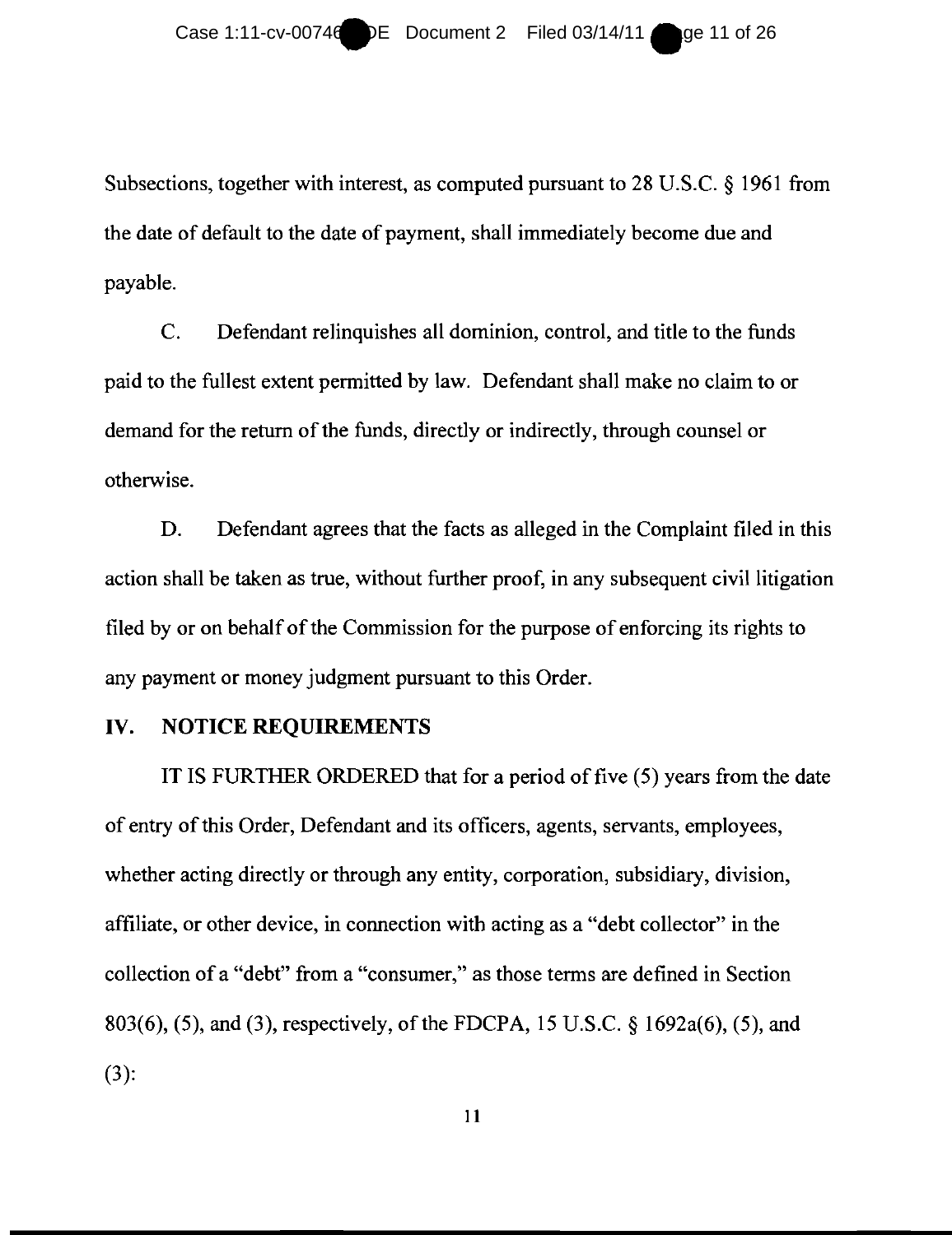Subsections, together with interest, as computed pursuant to 28 U.S.C. § 1961 from the date of default to the date of payment, shall immediately become due and payable.

C. Defendant relinquishes all dominion, control, and title to the funds paid to the fullest extent permitted by law. Defendant shall make no claim to or demand for the return of the funds, directly or indirectly, through counsel or otherwise.

D. Defendant agrees that the facts as alleged in the Complaint filed in this action shall be taken as true, without further proof, in any subsequent civil litigation filed by or on behalf of the Commission for the purpose of enforcing its rights to any payment or money judgment pursuant to this Order.

## IV. NOTICE REQUIREMENTS

IT IS FURTHER ORDERED that for a period of five (5) years from the date of entry of this Order, Defendant and its officers, agents, servants, employees, whether acting directly or through any entity, corporation, subsidiary, division, affiliate, or other device, in connection with acting as a "debt collector" in the collection of a "debt" from a "consumer," as those terms are defined in Section 803(6), (5), and (3), respectively, of the FDCPA, 15 U.S.C. § 1692a(6), (5), and (3):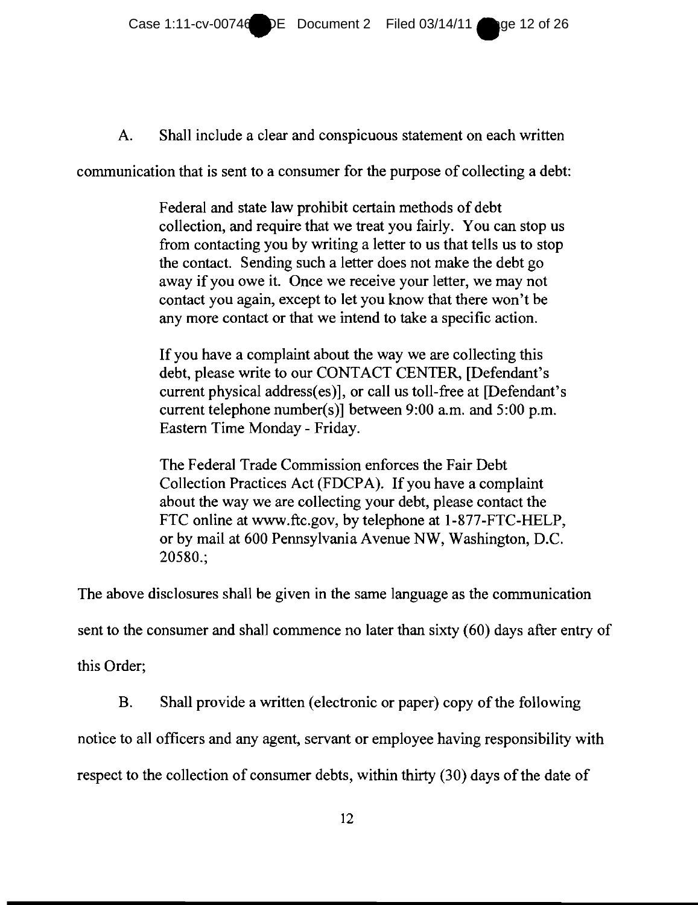A. Shall include a clear and conspicuous statement on each written communication that is sent to a consumer for the purpose of collecting a debt:

> Federal and state law prohibit certain methods of debt collection, and require that we treat you fairly. You can stop us from contacting you by writing a letter to us that tells us to stop the contact. Sending such a letter does not make the debt go away if you owe it. Once we receive your letter, we may not contact you again, except to let you know that there won't be any more contact or that we intend to take a specific action.
>
> If you have a complaint about the way we are collecting this debt, please write to our CONTACT CENTER, [Defendant's current physical address(es)], or call us toll-free at [Defendant's current telephone number(s)] between 9:00 a.m. and 5:00 p.m. Eastern Time Monday - Friday.
>
> The Federal Trade Commission enforces the Fair Debt Collection Practices Act (FDCPA). If you have a complaint about the way we are collecting your debt, please contact the FTC online at www.ftc.gov, by telephone at 1-877-FTC-HELP, or by mail at 600 Pennsylvania Avenue NW, Washington, D.C. 20580.;

The above disclosures shall be given in the same language as the communication sent to the consumer and shall commence no later than sixty (60) days after entry of this Order;

B. Shall provide a written (electronic or paper) copy of the following notice to all officers and any agent, servant or employee having responsibility with respect to the collection of consumer debts, within thirty (30) days of the date of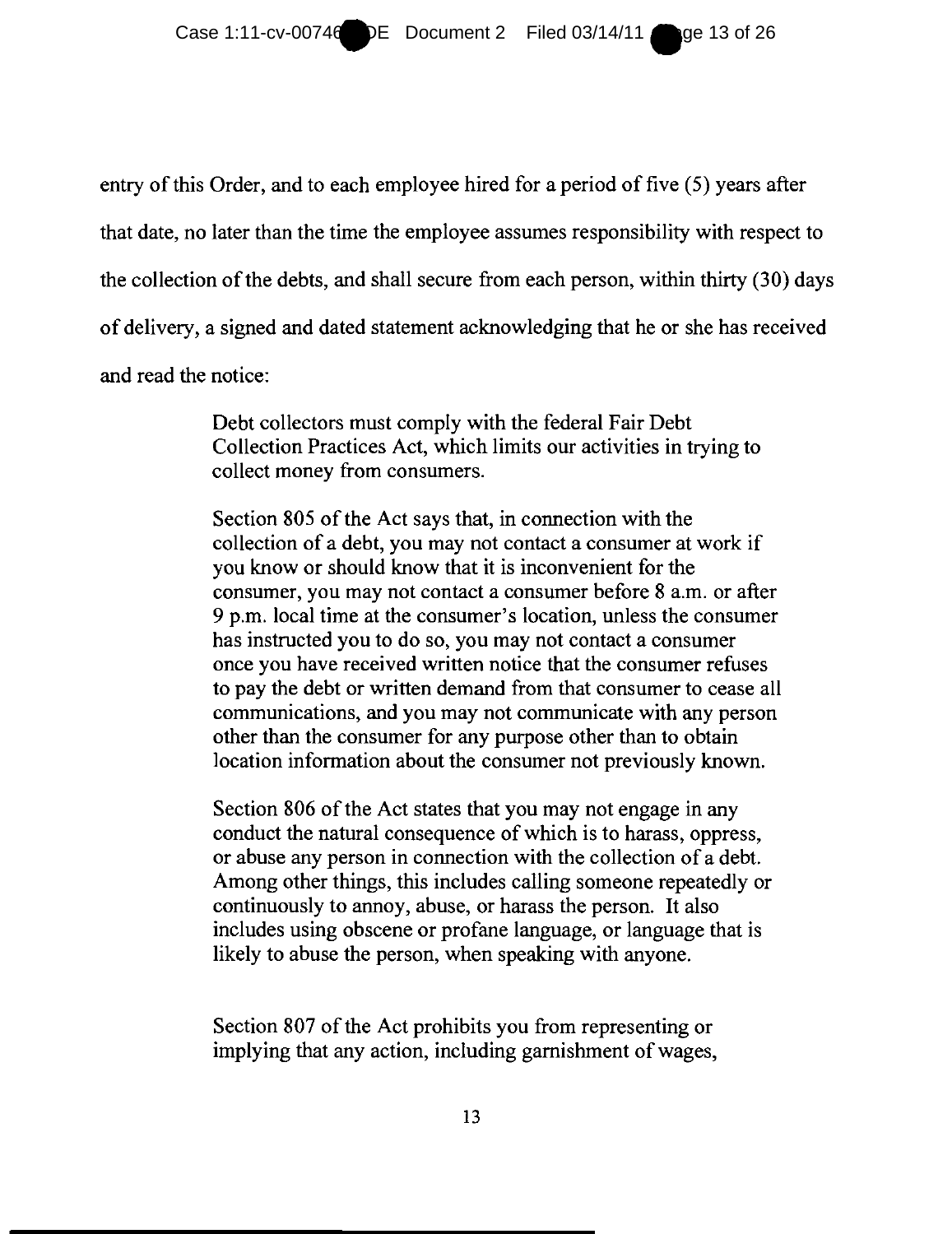entry of this Order, and to each employee hired for a period of five (5) years after that date, no later than the time the employee assumes responsibility with respect to the collection of the debts, and shall secure from each person, within thirty (30) days of delivery, a signed and dated statement acknowledging that he or she has received and read the notice:

> Debt collectors must comply with the federal Fair Debt Collection Practices Act, which limits our activities in trying to collect money from consumers.
>
> Section 805 of the Act says that, in connection with the collection of a debt, you may not contact a consumer at work if you know or should know that it is inconvenient for the consumer, you may not contact a consumer before 8 a.m. or after 9 p.m. local time at the consumer's location, unless the consumer has instructed you to do so, you may not contact a consumer once you have received written notice that the consumer refuses to pay the debt or written demand from that consumer to cease all communications, and you may not communicate with any person other than the consumer for any purpose other than to obtain location information about the consumer not previously known.
>
> Section 806 of the Act states that you may not engage in any conduct the natural consequence of which is to harass, oppress, or abuse any person in connection with the collection of a debt. Among other things, this includes calling someone repeatedly or continuously to annoy, abuse, or harass the person. It also includes using obscene or profane language, or language that is likely to abuse the person, when speaking with anyone.
>
> Section 807 of the Act prohibits you from representing or implying that any action, including garnishment of wages,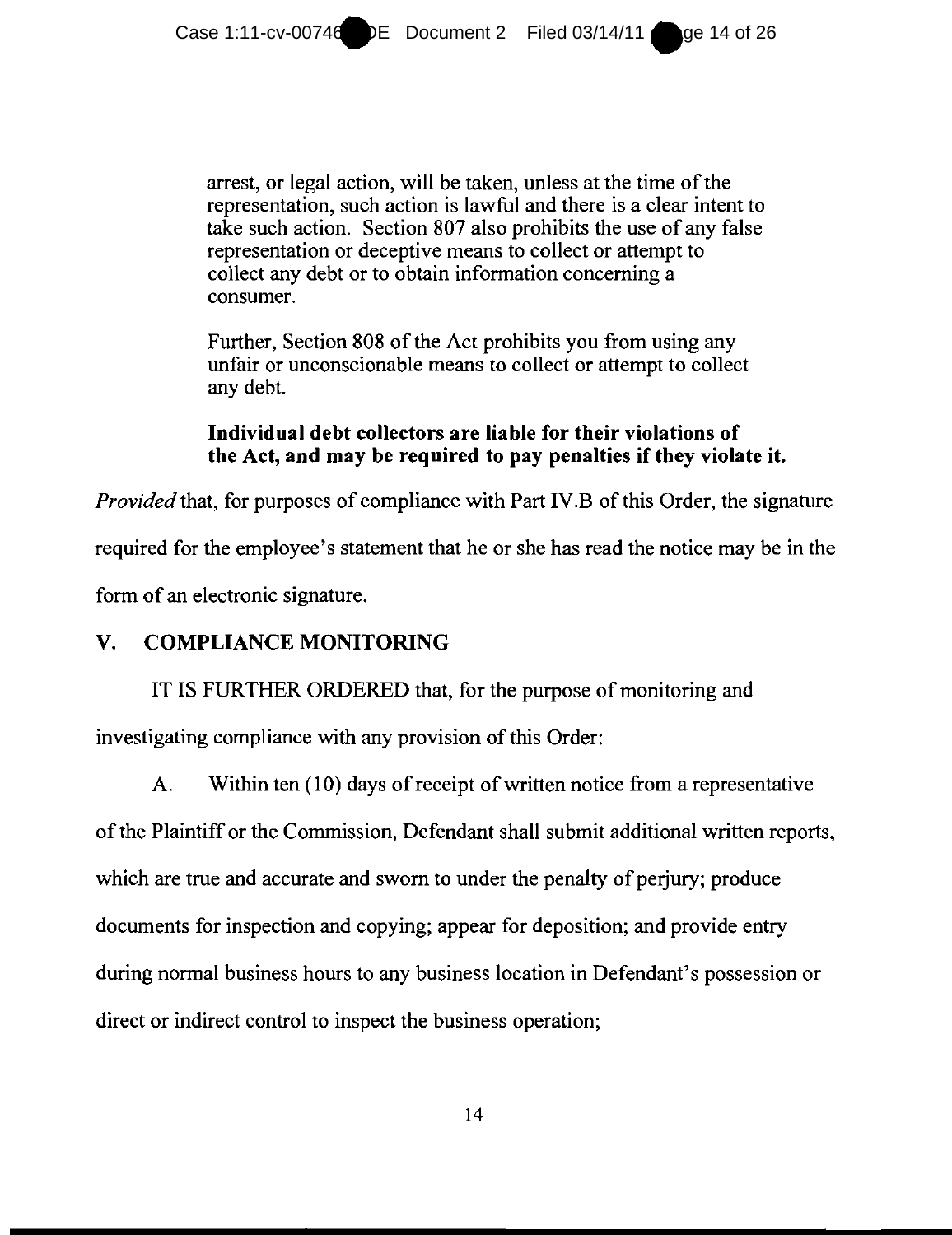arrest, or legal action, will be taken, unless at the time of the representation, such action is lawful and there is a clear intent to take such action. Section 807 also prohibits the use of any false representation or deceptive means to collect or attempt to collect any debt or to obtain information concerning a consumer.

Further, Section 808 of the Act prohibits you from using any unfair or unconscionable means to collect or attempt to collect any debt.

**Individual debt collectors are liable for their violations of the Act, and may be required to pay penalties if they violate it.**

*Provided* that, for purposes of compliance with Part IV.B of this Order, the signature required for the employee's statement that he or she has read the notice may be in the form of an electronic signature.

## V. COMPLIANCE MONITORING

IT IS FURTHER ORDERED that, for the purpose of monitoring and investigating compliance with any provision of this Order:

A. Within ten (10) days of receipt of written notice from a representative of the Plaintiff or the Commission, Defendant shall submit additional written reports, which are true and accurate and sworn to under the penalty of perjury; produce documents for inspection and copying; appear for deposition; and provide entry during normal business hours to any business location in Defendant's possession or direct or indirect control to inspect the business operation;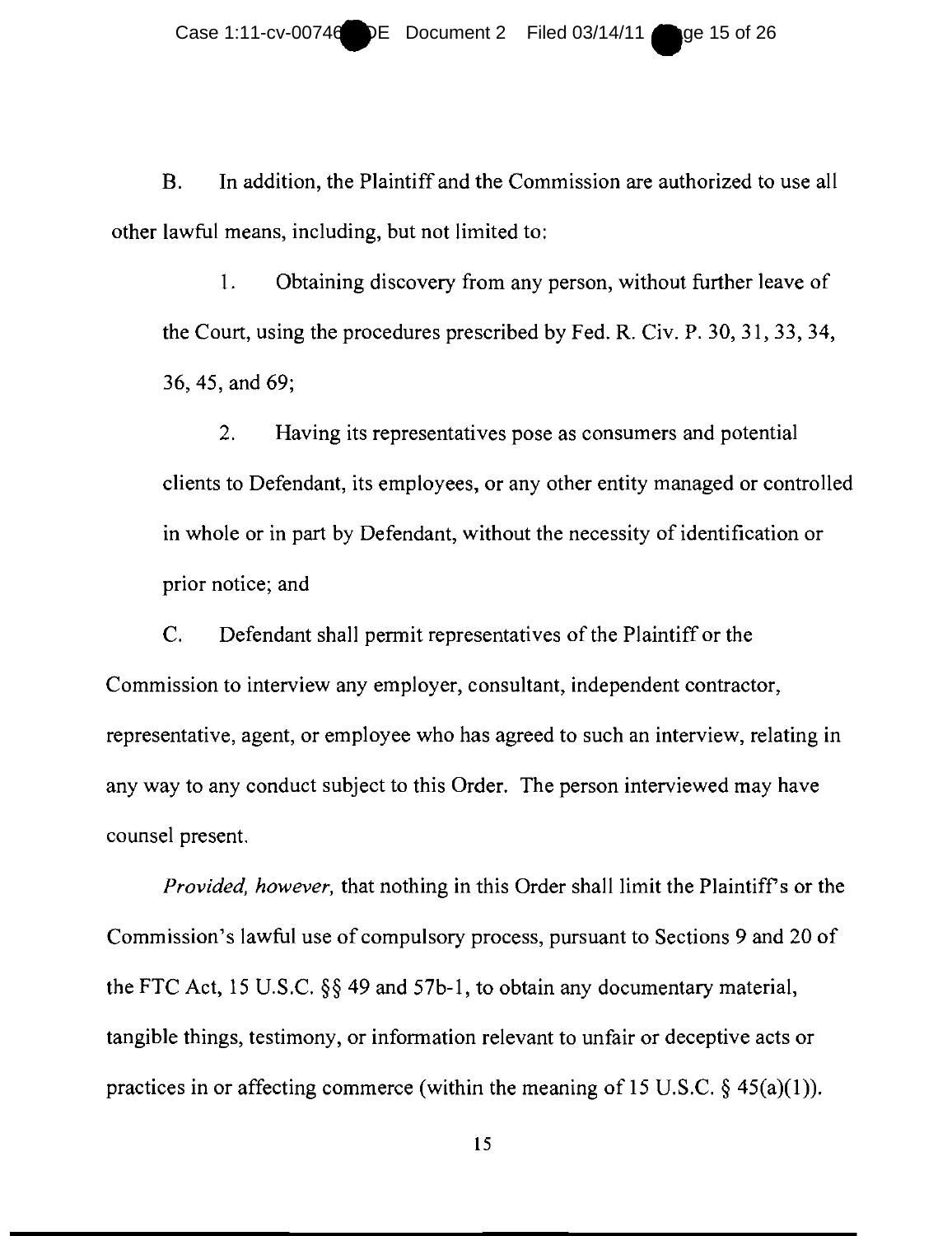B. In addition, the Plaintiff and the Commission are authorized to use all other lawful means, including, but not limited to:

1. Obtaining discovery from any person, without further leave of the Court, using the procedures prescribed by Fed. R. Civ. P. 30, 31, 33, 34, 36, 45, and 69;

2. Having its representatives pose as consumers and potential clients to Defendant, its employees, or any other entity managed or controlled in whole or in part by Defendant, without the necessity of identification or prior notice; and

C. Defendant shall permit representatives of the Plaintiff or the Commission to interview any employer, consultant, independent contractor, representative, agent, or employee who has agreed to such an interview, relating in any way to any conduct subject to this Order. The person interviewed may have counsel present.

*Provided, however,* that nothing in this Order shall limit the Plaintiff's or the Commission's lawful use of compulsory process, pursuant to Sections 9 and 20 of the FTC Act, 15 U.S.C. §§ 49 and 57b-1, to obtain any documentary material, tangible things, testimony, or information relevant to unfair or deceptive acts or practices in or affecting commerce (within the meaning of 15 U.S.C. § 45(a)(1)).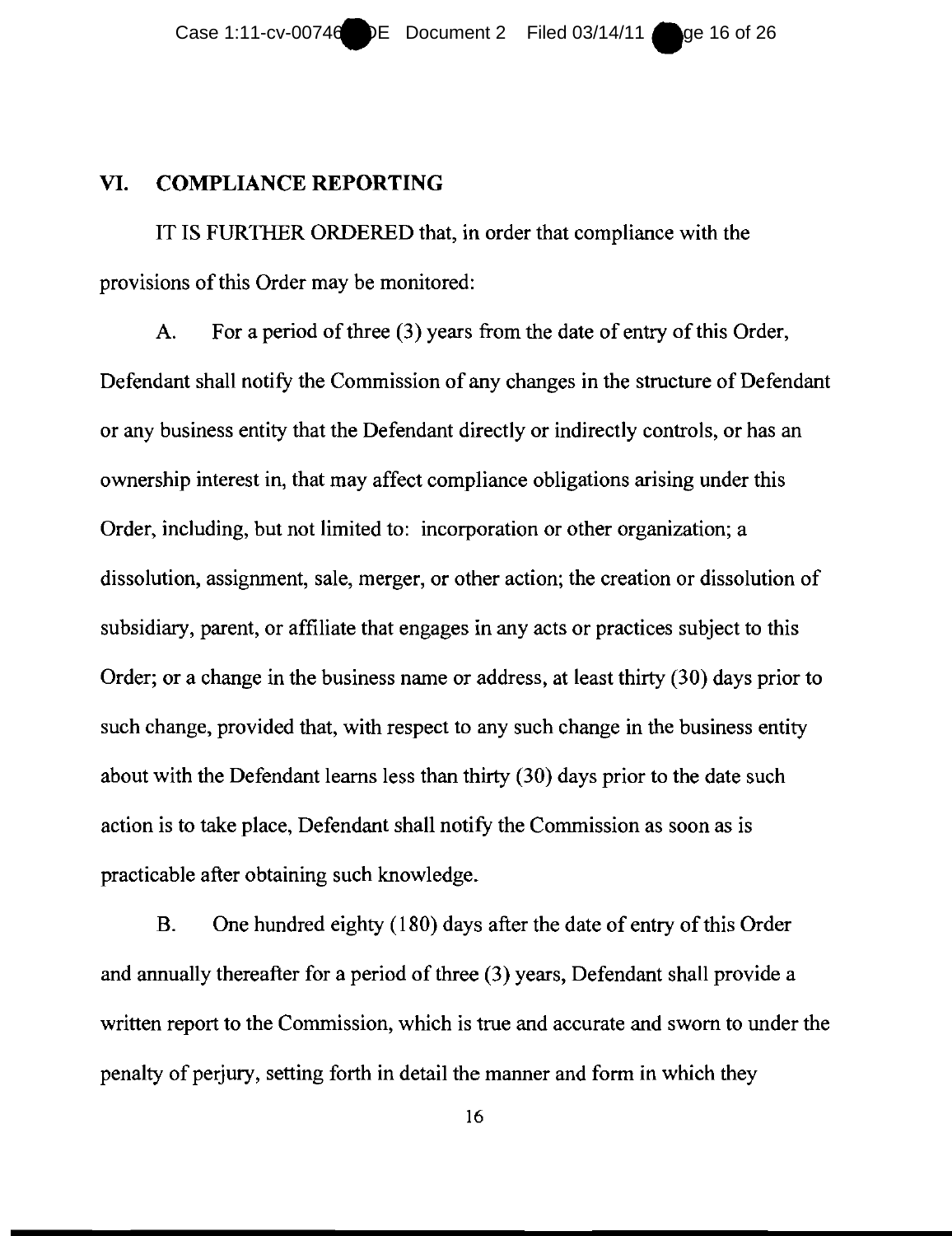## VI. COMPLIANCE REPORTING

IT IS FURTHER ORDERED that, in order that compliance with the provisions of this Order may be monitored:

A. For a period of three (3) years from the date of entry of this Order, Defendant shall notify the Commission of any changes in the structure of Defendant or any business entity that the Defendant directly or indirectly controls, or has an ownership interest in, that may affect compliance obligations arising under this Order, including, but not limited to: incorporation or other organization; a dissolution, assignment, sale, merger, or other action; the creation or dissolution of subsidiary, parent, or affiliate that engages in any acts or practices subject to this Order; or a change in the business name or address, at least thirty (30) days prior to such change, provided that, with respect to any such change in the business entity about with the Defendant learns less than thirty (30) days prior to the date such action is to take place, Defendant shall notify the Commission as soon as is practicable after obtaining such knowledge.

B. One hundred eighty (180) days after the date of entry of this Order and annually thereafter for a period of three (3) years, Defendant shall provide a written report to the Commission, which is true and accurate and sworn to under the penalty of perjury, setting forth in detail the manner and form in which they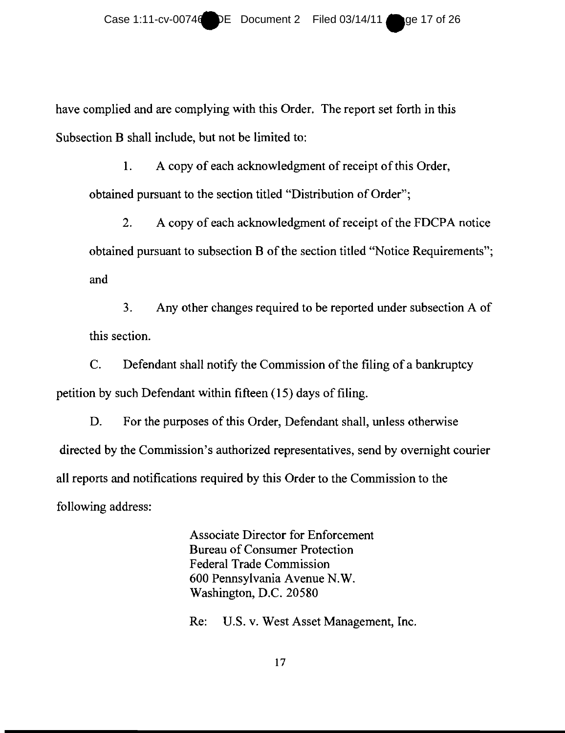have complied and are complying with this Order. The report set forth in this Subsection B shall include, but not be limited to:

1. A copy of each acknowledgment of receipt of this Order, obtained pursuant to the section titled "Distribution of Order";

2. A copy of each acknowledgment of receipt of the FDCPA notice obtained pursuant to subsection B of the section titled "Notice Requirements"; and

3. Any other changes required to be reported under subsection A of this section.

C. Defendant shall notify the Commission of the filing of a bankruptcy petition by such Defendant within fifteen (15) days of filing.

D. For the purposes of this Order, Defendant shall, unless otherwise directed by the Commission's authorized representatives, send by overnight courier all reports and notifications required by this Order to the Commission to the following address:

Associate Director for Enforcement
Bureau of Consumer Protection
Federal Trade Commission
600 Pennsylvania Avenue N.W.
Washington, D.C. 20580

Re: U.S. v. West Asset Management, Inc.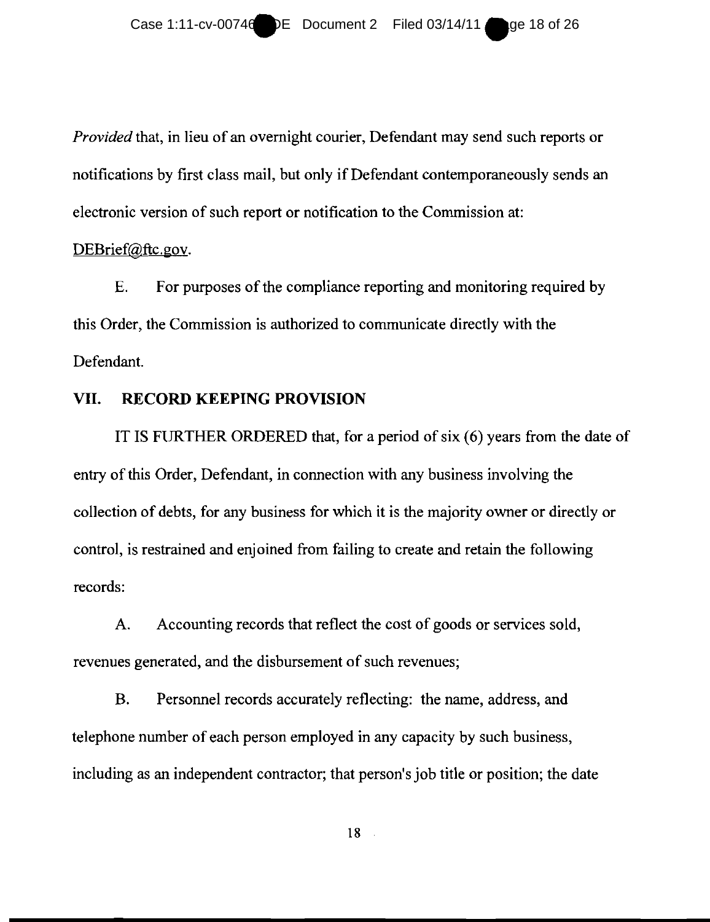*Provided* that, in lieu of an overnight courier, Defendant may send such reports or notifications by first class mail, but only if Defendant contemporaneously sends an electronic version of such report or notification to the Commission at: DEBrief@ftc.gov.

E. For purposes of the compliance reporting and monitoring required by this Order, the Commission is authorized to communicate directly with the Defendant.

## VII. RECORD KEEPING PROVISION

IT IS FURTHER ORDERED that, for a period of six (6) years from the date of entry of this Order, Defendant, in connection with any business involving the collection of debts, for any business for which it is the majority owner or directly or control, is restrained and enjoined from failing to create and retain the following records:

A. Accounting records that reflect the cost of goods or services sold, revenues generated, and the disbursement of such revenues;

B. Personnel records accurately reflecting: the name, address, and telephone number of each person employed in any capacity by such business, including as an independent contractor; that person's job title or position; the date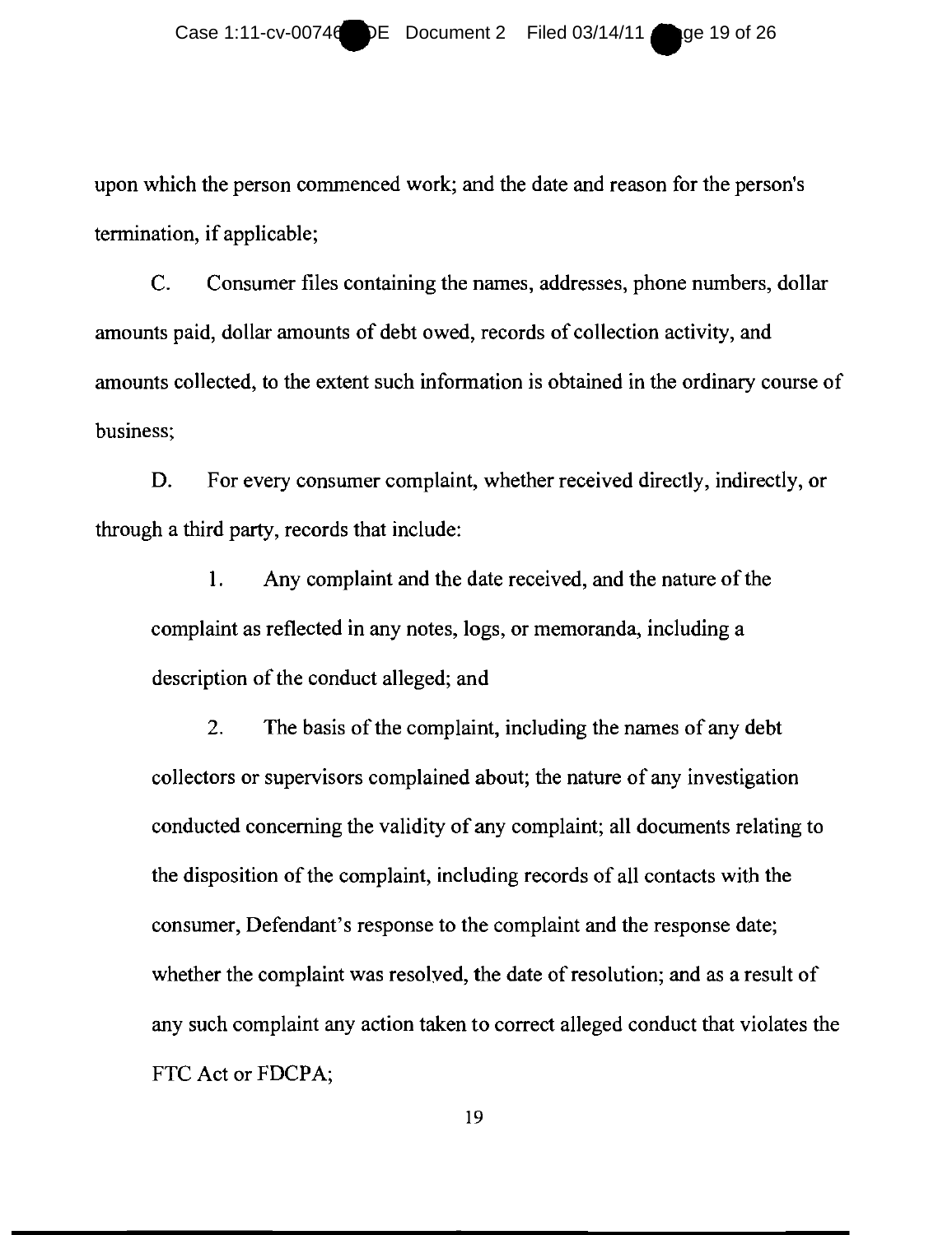upon which the person commenced work; and the date and reason for the person's termination, if applicable;

C. Consumer files containing the names, addresses, phone numbers, dollar amounts paid, dollar amounts of debt owed, records of collection activity, and amounts collected, to the extent such information is obtained in the ordinary course of business;

D. For every consumer complaint, whether received directly, indirectly, or through a third party, records that include:

1. Any complaint and the date received, and the nature of the complaint as reflected in any notes, logs, or memoranda, including a description of the conduct alleged; and

2. The basis of the complaint, including the names of any debt collectors or supervisors complained about; the nature of any investigation conducted concerning the validity of any complaint; all documents relating to the disposition of the complaint, including records of all contacts with the consumer, Defendant's response to the complaint and the response date; whether the complaint was resolved, the date of resolution; and as a result of any such complaint any action taken to correct alleged conduct that violates the FTC Act or FDCPA;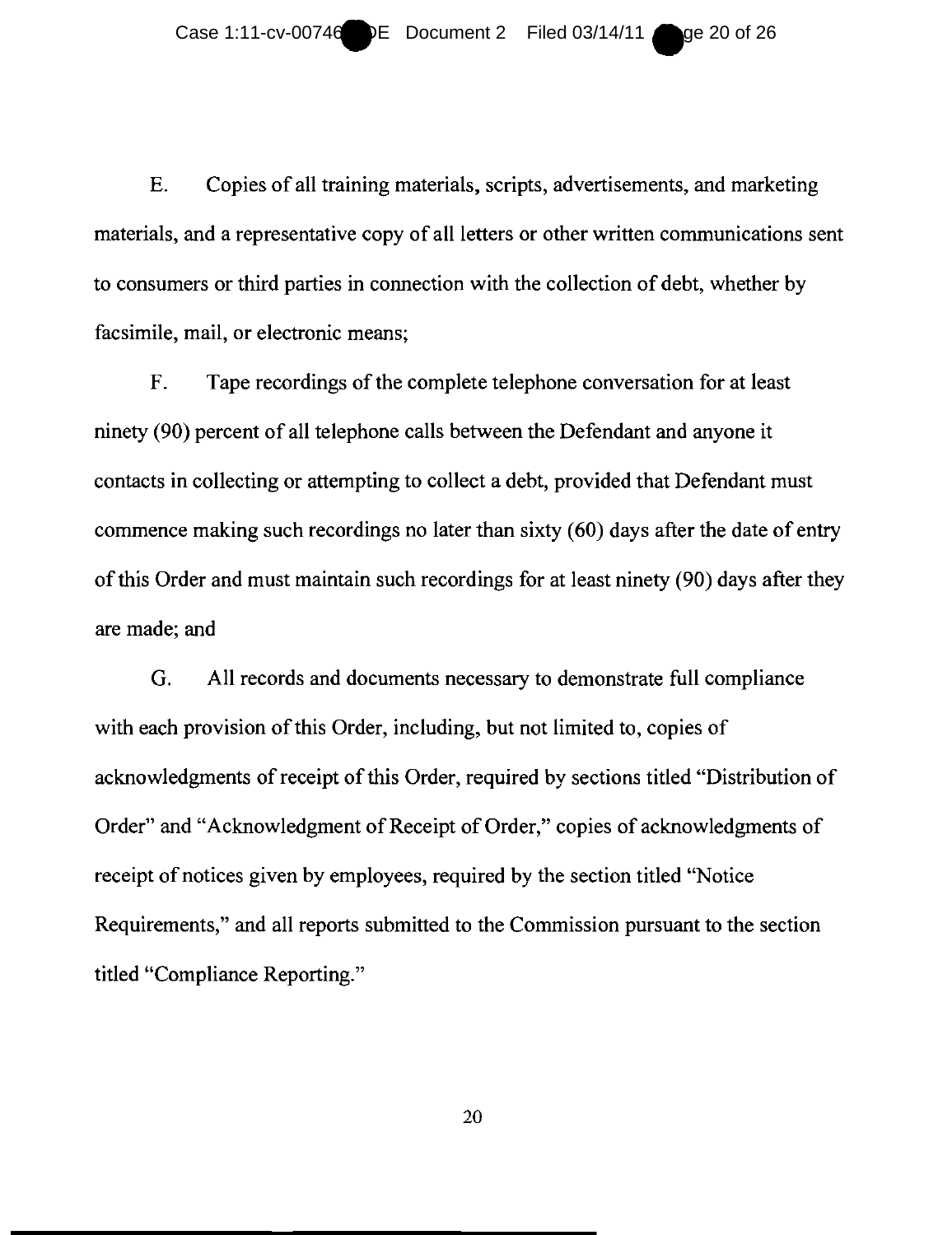E. Copies of all training materials, scripts, advertisements, and marketing materials, and a representative copy of all letters or other written communications sent to consumers or third parties in connection with the collection of debt, whether by facsimile, mail, or electronic means;

F. Tape recordings of the complete telephone conversation for at least ninety (90) percent of all telephone calls between the Defendant and anyone it contacts in collecting or attempting to collect a debt, provided that Defendant must commence making such recordings no later than sixty (60) days after the date of entry of this Order and must maintain such recordings for at least ninety (90) days after they are made; and

G. All records and documents necessary to demonstrate full compliance with each provision of this Order, including, but not limited to, copies of acknowledgments of receipt of this Order, required by sections titled "Distribution of Order" and "Acknowledgment of Receipt of Order," copies of acknowledgments of receipt of notices given by employees, required by the section titled "Notice Requirements," and all reports submitted to the Commission pursuant to the section titled "Compliance Reporting."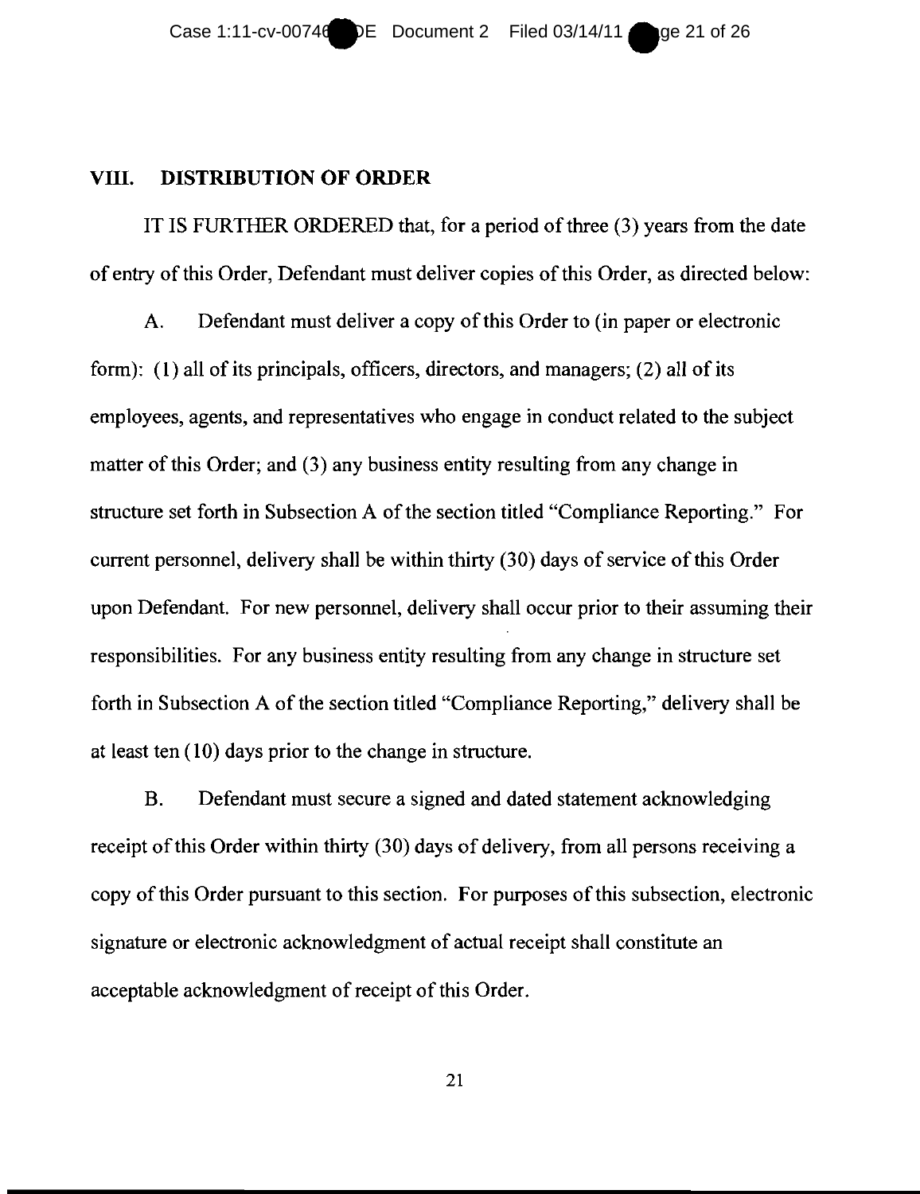## VIII. DISTRIBUTION OF ORDER

IT IS FURTHER ORDERED that, for a period of three (3) years from the date of entry of this Order, Defendant must deliver copies of this Order, as directed below:

A. Defendant must deliver a copy of this Order to (in paper or electronic form): (1) all of its principals, officers, directors, and managers; (2) all of its employees, agents, and representatives who engage in conduct related to the subject matter of this Order; and (3) any business entity resulting from any change in structure set forth in Subsection A of the section titled "Compliance Reporting." For current personnel, delivery shall be within thirty (30) days of service of this Order upon Defendant. For new personnel, delivery shall occur prior to their assuming their responsibilities. For any business entity resulting from any change in structure set forth in Subsection A of the section titled "Compliance Reporting," delivery shall be at least ten (10) days prior to the change in structure.

B. Defendant must secure a signed and dated statement acknowledging receipt of this Order within thirty (30) days of delivery, from all persons receiving a copy of this Order pursuant to this section. For purposes of this subsection, electronic signature or electronic acknowledgment of actual receipt shall constitute an acceptable acknowledgment of receipt of this Order.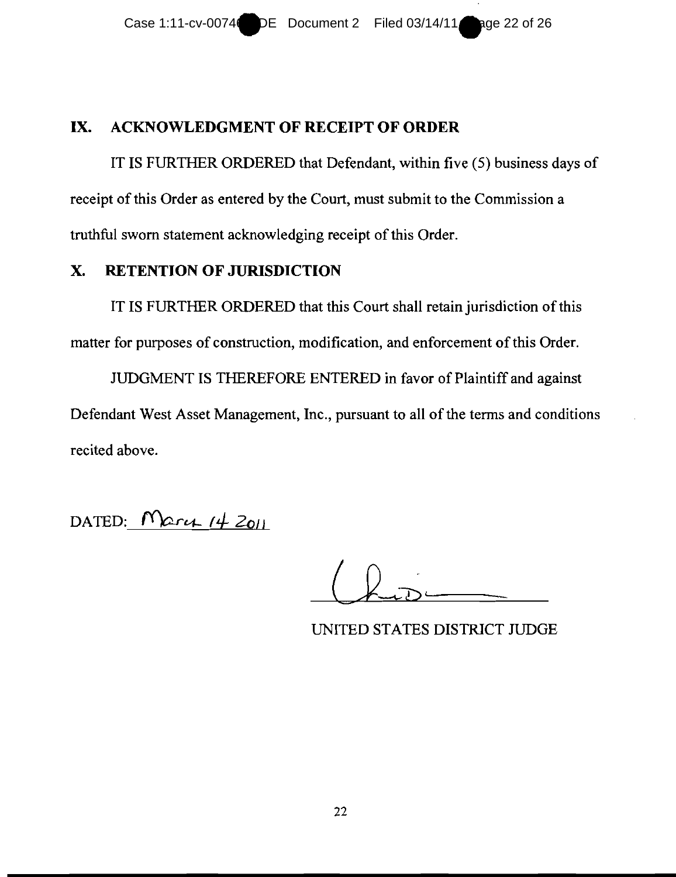## IX. ACKNOWLEDGMENT OF RECEIPT OF ORDER

IT IS FURTHER ORDERED that Defendant, within five (5) business days of receipt of this Order as entered by the Court, must submit to the Commission a truthful sworn statement acknowledging receipt of this Order.

## X. RETENTION OF JURISDICTION

IT IS FURTHER ORDERED that this Court shall retain jurisdiction of this matter for purposes of construction, modification, and enforcement of this Order.

JUDGMENT IS THEREFORE ENTERED in favor of Plaintiff and against Defendant West Asset Management, Inc., pursuant to all of the terms and conditions recited above.

DATED: March 14 2011

UNITED STATES DISTRICT JUDGE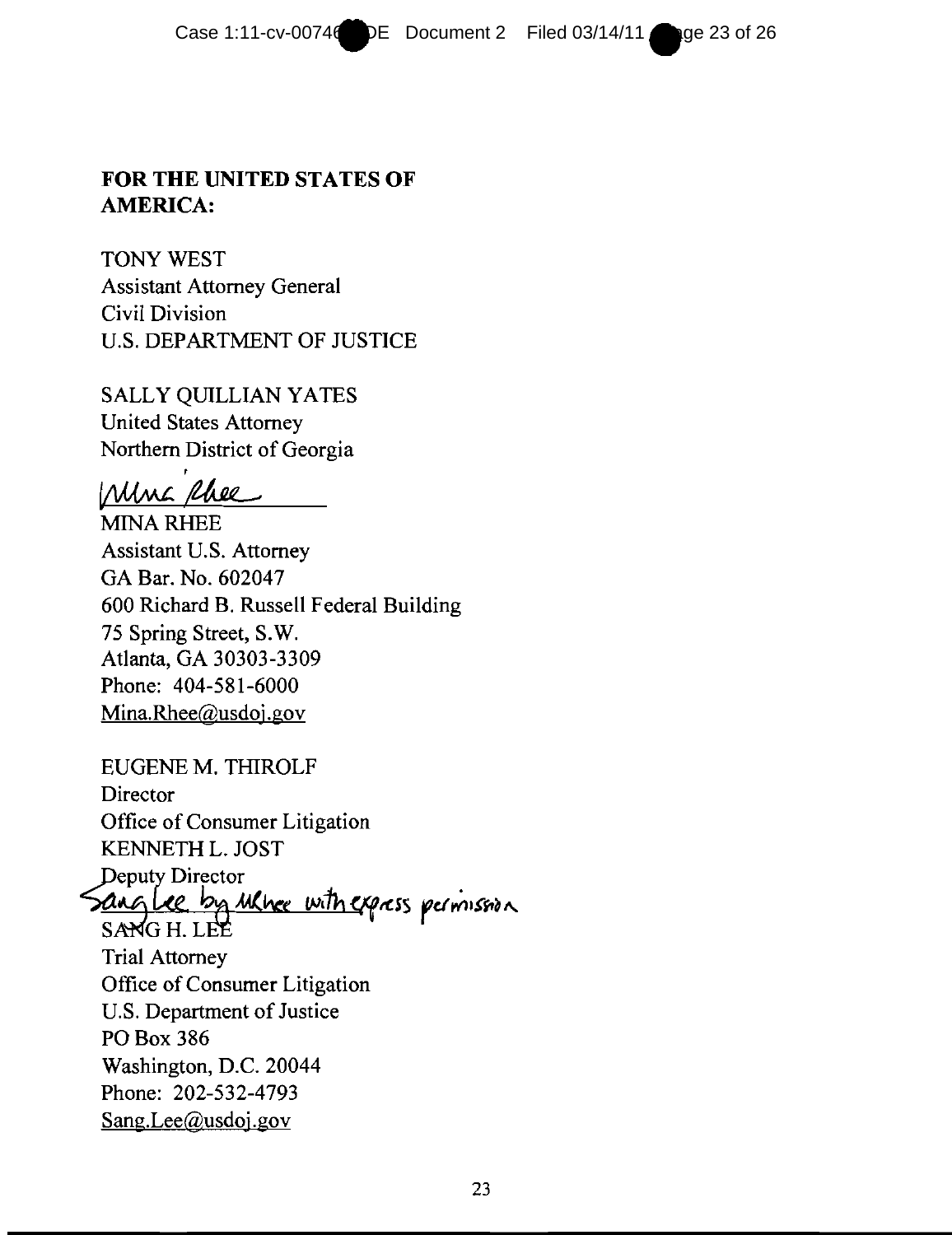**FOR THE UNITED STATES OF AMERICA:**

TONY WEST
Assistant Attorney General
Civil Division
U.S. DEPARTMENT OF JUSTICE

SALLY QUILLIAN YATES
United States Attorney
Northern District of Georgia

Mina Rhee

MINA RHEE
Assistant U.S. Attorney
GA Bar. No. 602047
600 Richard B. Russell Federal Building
75 Spring Street, S.W.
Atlanta, GA 30303-3309
Phone: 404-581-6000
Mina.Rhee@usdoj.gov

EUGENE M. THIROLF
Director
Office of Consumer Litigation
KENNETH L. JOST
Deputy Director

Sang Lee by MRhee with express permission

SANG H. LEE
Trial Attorney
Office of Consumer Litigation
U.S. Department of Justice
PO Box 386
Washington, D.C. 20044
Phone: 202-532-4793
Sang.Lee@usdoj.gov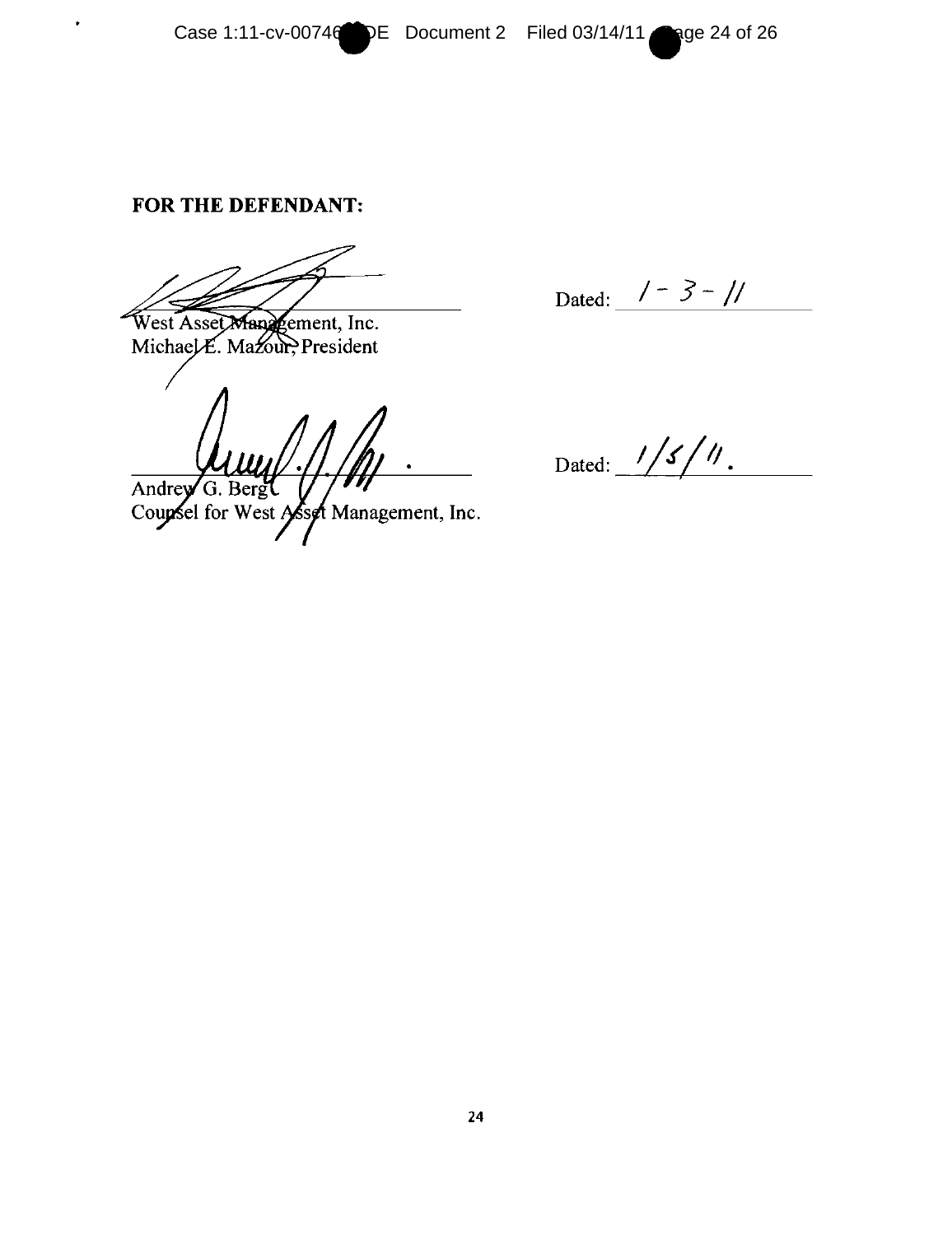**FOR THE DEFENDANT:**

\_\_\_\_\_\_\_\_\_\_\_\_\_\_\_\_\_\_\_\_\_\_\_\_\_\_\_\_\_\_\_\_ Dated: 1-3-11

West Asset Management, Inc.
Michael E. Mazour, President

\_\_\_\_\_\_\_\_\_\_\_\_\_\_\_\_\_\_\_\_\_\_\_\_\_\_\_\_\_\_\_\_ Dated: 1/5/11.

Andrew G. Berg
Counsel for West Asset Management, Inc.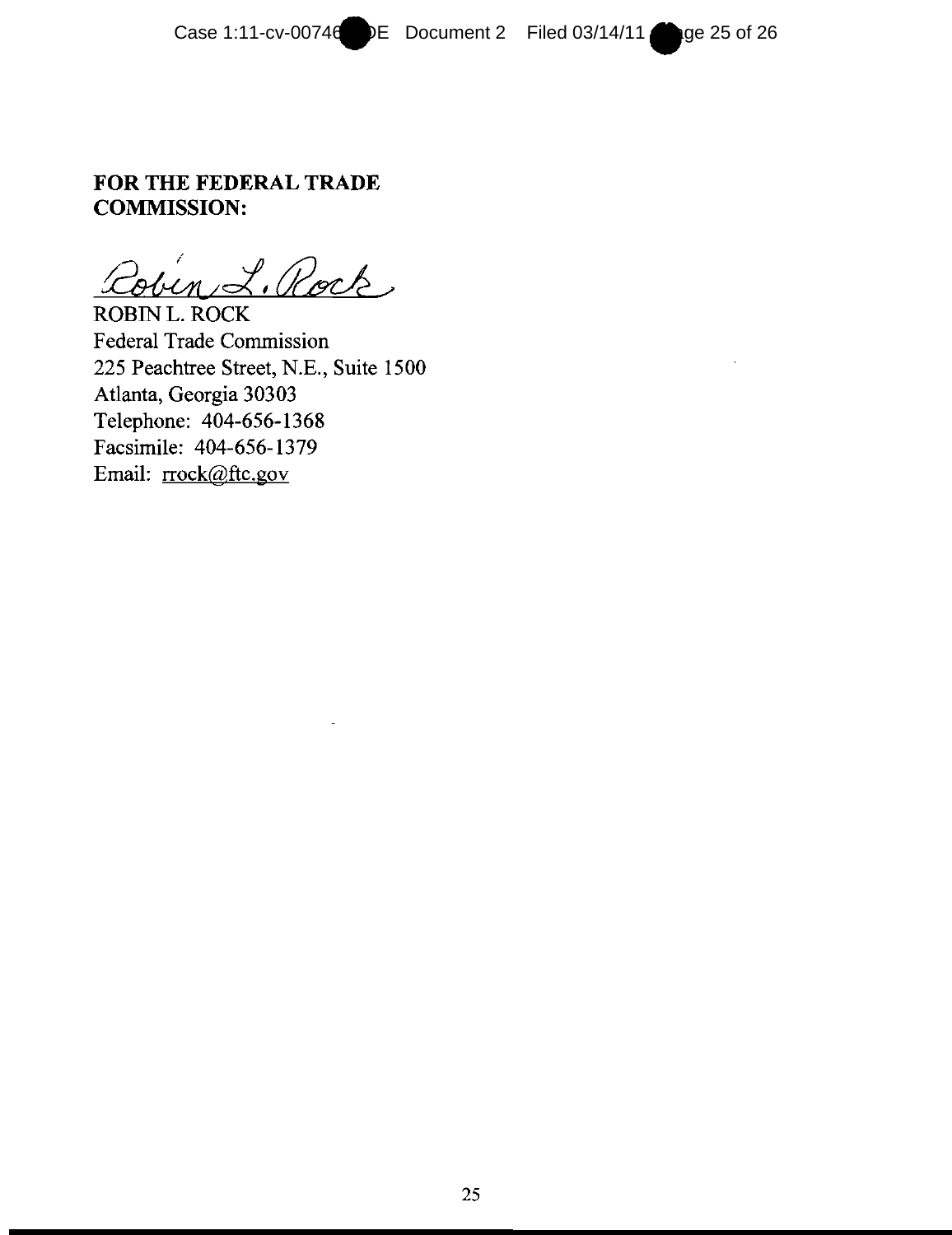**FOR THE FEDERAL TRADE COMMISSION:**

Robin L. Rock

ROBIN L. ROCK
Federal Trade Commission
225 Peachtree Street, N.E., Suite 1500
Atlanta, Georgia 30303
Telephone: 404-656-1368
Facsimile: 404-656-1379
Email: rrock@ftc.gov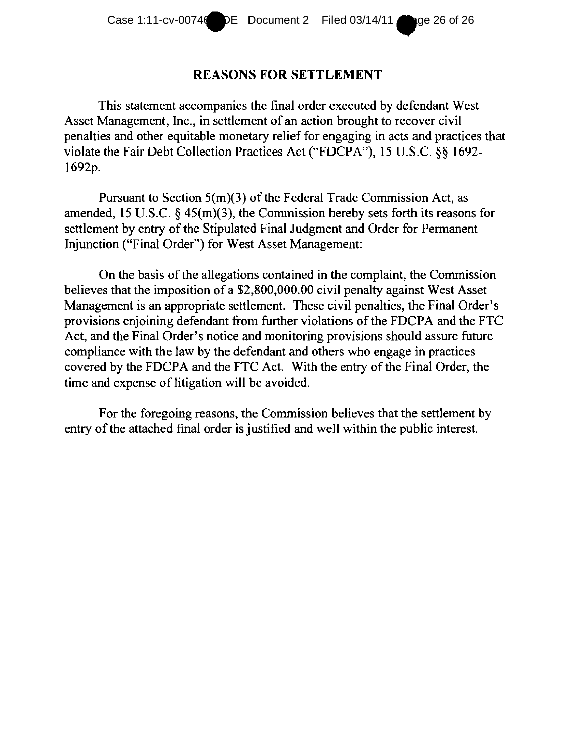## REASONS FOR SETTLEMENT

This statement accompanies the final order executed by defendant West Asset Management, Inc., in settlement of an action brought to recover civil penalties and other equitable monetary relief for engaging in acts and practices that violate the Fair Debt Collection Practices Act ("FDCPA"), 15 U.S.C. §§ 1692-1692p.

Pursuant to Section 5(m)(3) of the Federal Trade Commission Act, as amended, 15 U.S.C. § 45(m)(3), the Commission hereby sets forth its reasons for settlement by entry of the Stipulated Final Judgment and Order for Permanent Injunction ("Final Order") for West Asset Management:

On the basis of the allegations contained in the complaint, the Commission believes that the imposition of a $2,800,000.00 civil penalty against West Asset Management is an appropriate settlement. These civil penalties, the Final Order's provisions enjoining defendant from further violations of the FDCPA and the FTC Act, and the Final Order's notice and monitoring provisions should assure future compliance with the law by the defendant and others who engage in practices covered by the FDCPA and the FTC Act. With the entry of the Final Order, the time and expense of litigation will be avoided.

For the foregoing reasons, the Commission believes that the settlement by entry of the attached final order is justified and well within the public interest.